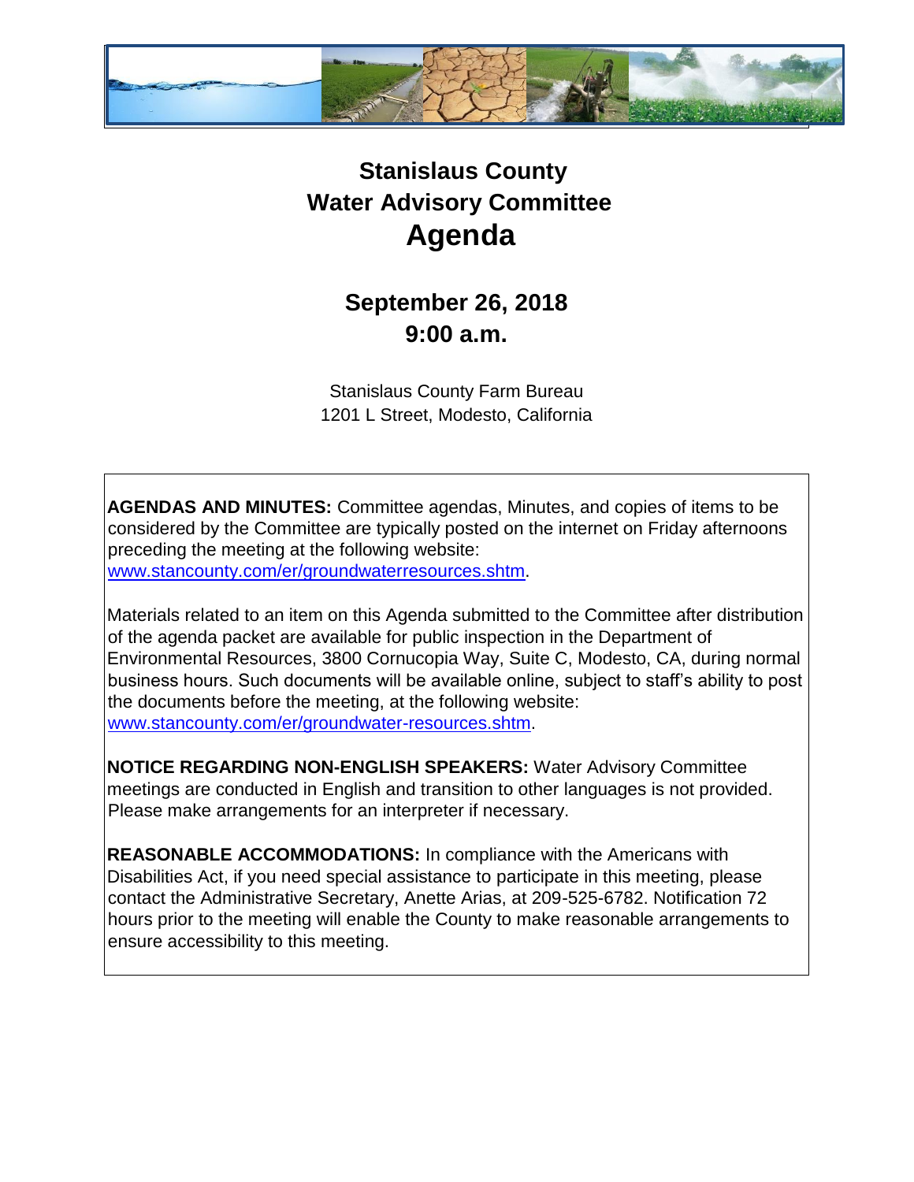# Stanislaus County
# Water Advisory Committee
# Agenda

## September 26, 2018
## 9:00 a.m.

Stanislaus County Farm Bureau
1201 L Street, Modesto, California

**AGENDAS AND MINUTES:** Committee agendas, Minutes, and copies of items to be considered by the Committee are typically posted on the internet on Friday afternoons preceding the meeting at the following website: www.stancounty.com/er/groundwaterresources.shtm.

Materials related to an item on this Agenda submitted to the Committee after distribution of the agenda packet are available for public inspection in the Department of Environmental Resources, 3800 Cornucopia Way, Suite C, Modesto, CA, during normal business hours. Such documents will be available online, subject to staff's ability to post the documents before the meeting, at the following website: www.stancounty.com/er/groundwater-resources.shtm.

**NOTICE REGARDING NON-ENGLISH SPEAKERS:** Water Advisory Committee meetings are conducted in English and transition to other languages is not provided. Please make arrangements for an interpreter if necessary.

**REASONABLE ACCOMMODATIONS:** In compliance with the Americans with Disabilities Act, if you need special assistance to participate in this meeting, please contact the Administrative Secretary, Anette Arias, at 209-525-6782. Notification 72 hours prior to the meeting will enable the County to make reasonable arrangements to ensure accessibility to this meeting.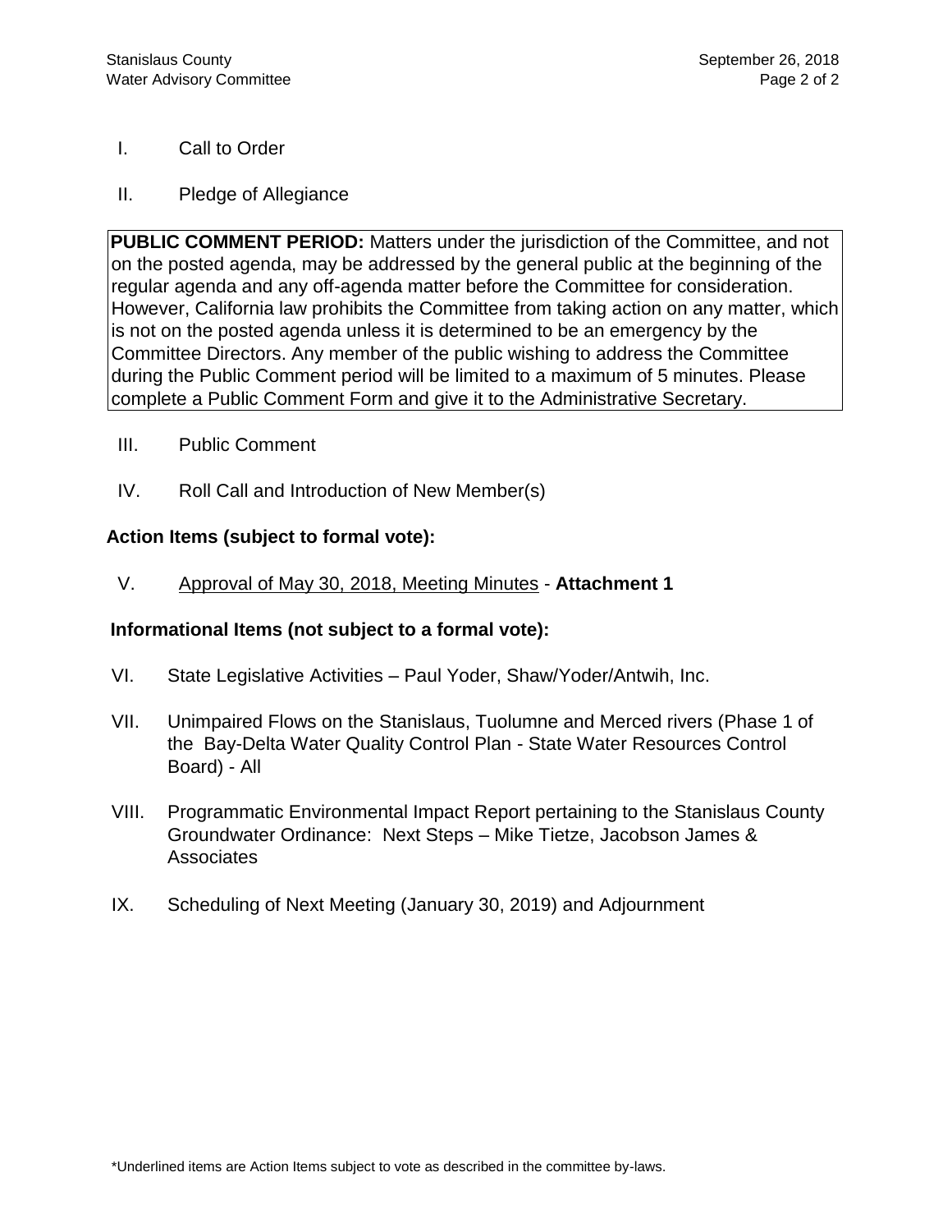I. Call to Order

II. Pledge of Allegiance

**PUBLIC COMMENT PERIOD:** Matters under the jurisdiction of the Committee, and not on the posted agenda, may be addressed by the general public at the beginning of the regular agenda and any off-agenda matter before the Committee for consideration. However, California law prohibits the Committee from taking action on any matter, which is not on the posted agenda unless it is determined to be an emergency by the Committee Directors. Any member of the public wishing to address the Committee during the Public Comment period will be limited to a maximum of 5 minutes. Please complete a Public Comment Form and give it to the Administrative Secretary.

III. Public Comment

IV. Roll Call and Introduction of New Member(s)

**Action Items (subject to formal vote):**

V. <u>Approval of May 30, 2018, Meeting Minutes</u> - **Attachment 1**

**Informational Items (not subject to a formal vote):**

VI. State Legislative Activities – Paul Yoder, Shaw/Yoder/Antwih, Inc.

VII. Unimpaired Flows on the Stanislaus, Tuolumne and Merced rivers (Phase 1 of the Bay-Delta Water Quality Control Plan - State Water Resources Control Board) - All

VIII. Programmatic Environmental Impact Report pertaining to the Stanislaus County Groundwater Ordinance: Next Steps – Mike Tietze, Jacobson James & Associates

IX. Scheduling of Next Meeting (January 30, 2019) and Adjournment

*Underlined items are Action Items subject to vote as described in the committee by-laws.